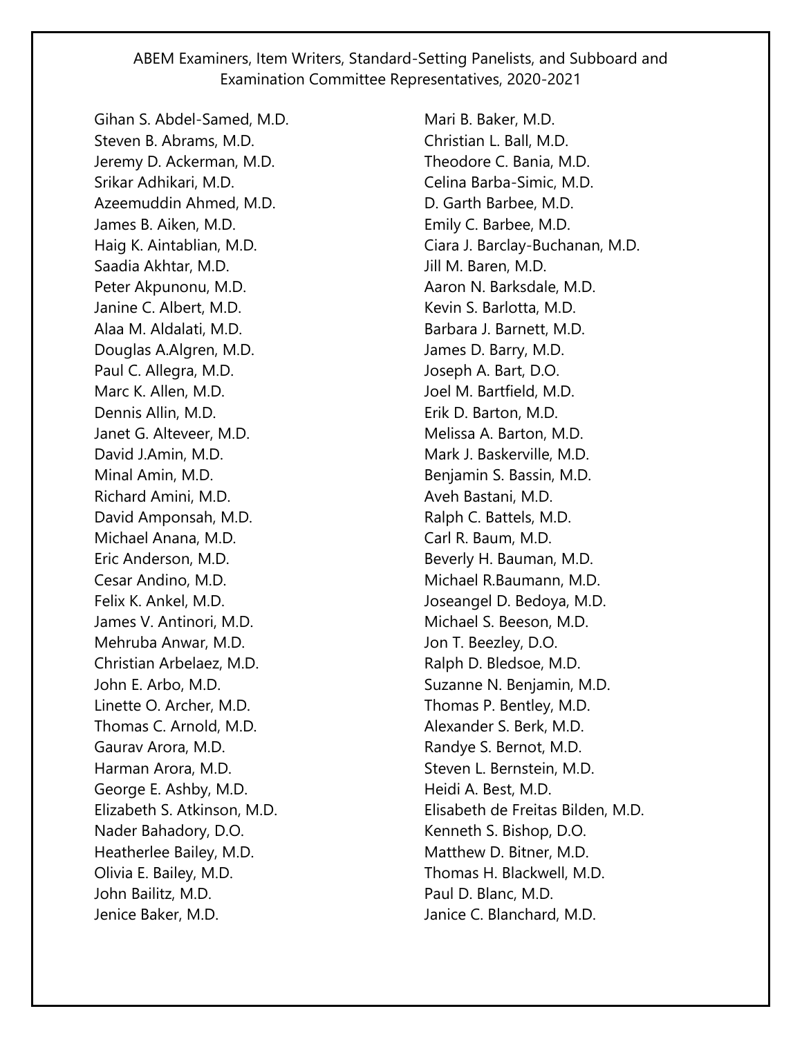# ABEM Examiners, Item Writers, Standard-Setting Panelists, and Subboard and Examination Committee Representatives, 2020-2021

Gihan S. Abdel-Samed, M.D.
Steven B. Abrams, M.D.
Jeremy D. Ackerman, M.D.
Srikar Adhikari, M.D.
Azeemuddin Ahmed, M.D.
James B. Aiken, M.D.
Haig K. Aintablian, M.D.
Saadia Akhtar, M.D.
Peter Akpunonu, M.D.
Janine C. Albert, M.D.
Alaa M. Aldalati, M.D.
Douglas A.Algren, M.D.
Paul C. Allegra, M.D.
Marc K. Allen, M.D.
Dennis Allin, M.D.
Janet G. Alteveer, M.D.
David J.Amin, M.D.
Minal Amin, M.D.
Richard Amini, M.D.
David Amponsah, M.D.
Michael Anana, M.D.
Eric Anderson, M.D.
Cesar Andino, M.D.
Felix K. Ankel, M.D.
James V. Antinori, M.D.
Mehruba Anwar, M.D.
Christian Arbelaez, M.D.
John E. Arbo, M.D.
Linette O. Archer, M.D.
Thomas C. Arnold, M.D.
Gaurav Arora, M.D.
Harman Arora, M.D.
George E. Ashby, M.D.
Elizabeth S. Atkinson, M.D.
Nader Bahadory, D.O.
Heatherlee Bailey, M.D.
Olivia E. Bailey, M.D.
John Bailitz, M.D.
Jenice Baker, M.D.
Mari B. Baker, M.D.
Christian L. Ball, M.D.
Theodore C. Bania, M.D.
Celina Barba-Simic, M.D.
D. Garth Barbee, M.D.
Emily C. Barbee, M.D.
Ciara J. Barclay-Buchanan, M.D.
Jill M. Baren, M.D.
Aaron N. Barksdale, M.D.
Kevin S. Barlotta, M.D.
Barbara J. Barnett, M.D.
James D. Barry, M.D.
Joseph A. Bart, D.O.
Joel M. Bartfield, M.D.
Erik D. Barton, M.D.
Melissa A. Barton, M.D.
Mark J. Baskerville, M.D.
Benjamin S. Bassin, M.D.
Aveh Bastani, M.D.
Ralph C. Battels, M.D.
Carl R. Baum, M.D.
Beverly H. Bauman, M.D.
Michael R.Baumann, M.D.
Joseangel D. Bedoya, M.D.
Michael S. Beeson, M.D.
Jon T. Beezley, D.O.
Ralph D. Bledsoe, M.D.
Suzanne N. Benjamin, M.D.
Thomas P. Bentley, M.D.
Alexander S. Berk, M.D.
Randye S. Bernot, M.D.
Steven L. Bernstein, M.D.
Heidi A. Best, M.D.
Elisabeth de Freitas Bilden, M.D.
Kenneth S. Bishop, D.O.
Matthew D. Bitner, M.D.
Thomas H. Blackwell, M.D.
Paul D. Blanc, M.D.
Janice C. Blanchard, M.D.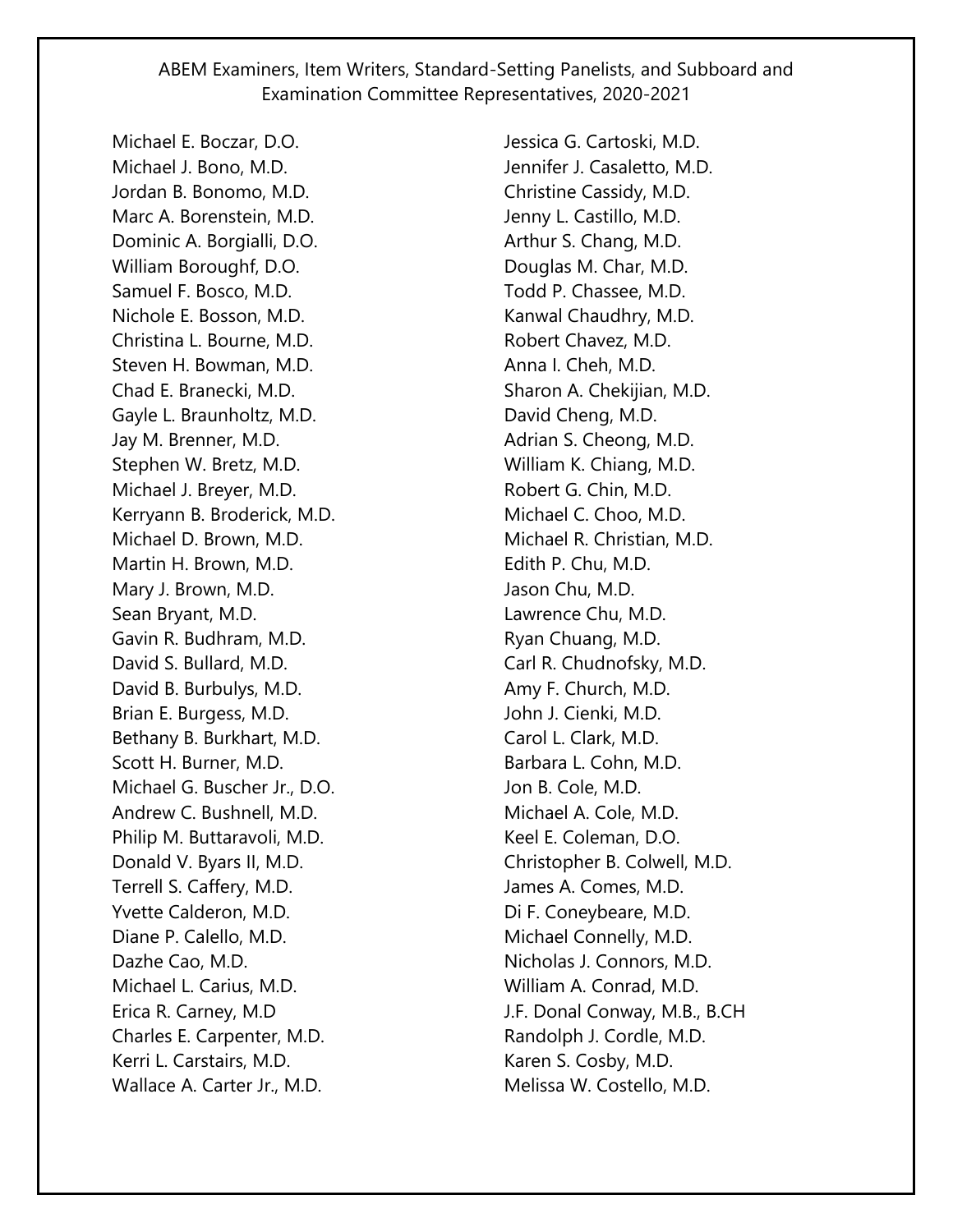ABEM Examiners, Item Writers, Standard-Setting Panelists, and Subboard and Examination Committee Representatives, 2020-2021

Michael E. Boczar, D.O.
Michael J. Bono, M.D.
Jordan B. Bonomo, M.D.
Marc A. Borenstein, M.D.
Dominic A. Borgialli, D.O.
William Boroughf, D.O.
Samuel F. Bosco, M.D.
Nichole E. Bosson, M.D.
Christina L. Bourne, M.D.
Steven H. Bowman, M.D.
Chad E. Branecki, M.D.
Gayle L. Braunholtz, M.D.
Jay M. Brenner, M.D.
Stephen W. Bretz, M.D.
Michael J. Breyer, M.D.
Kerryann B. Broderick, M.D.
Michael D. Brown, M.D.
Martin H. Brown, M.D.
Mary J. Brown, M.D.
Sean Bryant, M.D.
Gavin R. Budhram, M.D.
David S. Bullard, M.D.
David B. Burbulys, M.D.
Brian E. Burgess, M.D.
Bethany B. Burkhart, M.D.
Scott H. Burner, M.D.
Michael G. Buscher Jr., D.O.
Andrew C. Bushnell, M.D.
Philip M. Buttaravoli, M.D.
Donald V. Byars II, M.D.
Terrell S. Caffery, M.D.
Yvette Calderon, M.D.
Diane P. Calello, M.D.
Dazhe Cao, M.D.
Michael L. Carius, M.D.
Erica R. Carney, M.D
Charles E. Carpenter, M.D.
Kerri L. Carstairs, M.D.
Wallace A. Carter Jr., M.D.
Jessica G. Cartoski, M.D.
Jennifer J. Casaletto, M.D.
Christine Cassidy, M.D.
Jenny L. Castillo, M.D.
Arthur S. Chang, M.D.
Douglas M. Char, M.D.
Todd P. Chassee, M.D.
Kanwal Chaudhry, M.D.
Robert Chavez, M.D.
Anna I. Cheh, M.D.
Sharon A. Chekijian, M.D.
David Cheng, M.D.
Adrian S. Cheong, M.D.
William K. Chiang, M.D.
Robert G. Chin, M.D.
Michael C. Choo, M.D.
Michael R. Christian, M.D.
Edith P. Chu, M.D.
Jason Chu, M.D.
Lawrence Chu, M.D.
Ryan Chuang, M.D.
Carl R. Chudnofsky, M.D.
Amy F. Church, M.D.
John J. Cienki, M.D.
Carol L. Clark, M.D.
Barbara L. Cohn, M.D.
Jon B. Cole, M.D.
Michael A. Cole, M.D.
Keel E. Coleman, D.O.
Christopher B. Colwell, M.D.
James A. Comes, M.D.
Di F. Coneybeare, M.D.
Michael Connelly, M.D.
Nicholas J. Connors, M.D.
William A. Conrad, M.D.
J.F. Donal Conway, M.B., B.CH
Randolph J. Cordle, M.D.
Karen S. Cosby, M.D.
Melissa W. Costello, M.D.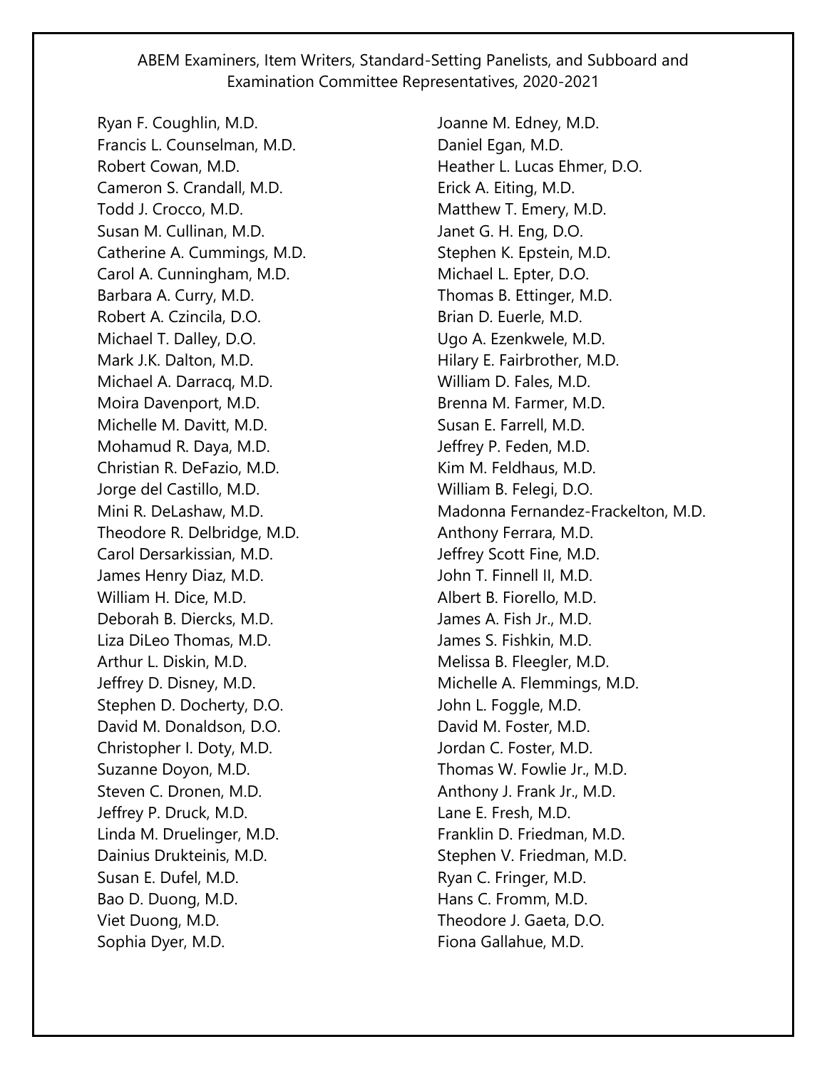ABEM Examiners, Item Writers, Standard-Setting Panelists, and Subboard and Examination Committee Representatives, 2020-2021

Ryan F. Coughlin, M.D.
Francis L. Counselman, M.D.
Robert Cowan, M.D.
Cameron S. Crandall, M.D.
Todd J. Crocco, M.D.
Susan M. Cullinan, M.D.
Catherine A. Cummings, M.D.
Carol A. Cunningham, M.D.
Barbara A. Curry, M.D.
Robert A. Czincila, D.O.
Michael T. Dalley, D.O.
Mark J.K. Dalton, M.D.
Michael A. Darracq, M.D.
Moira Davenport, M.D.
Michelle M. Davitt, M.D.
Mohamud R. Daya, M.D.
Christian R. DeFazio, M.D.
Jorge del Castillo, M.D.
Mini R. DeLashaw, M.D.
Theodore R. Delbridge, M.D.
Carol Dersarkissian, M.D.
James Henry Diaz, M.D.
William H. Dice, M.D.
Deborah B. Diercks, M.D.
Liza DiLeo Thomas, M.D.
Arthur L. Diskin, M.D.
Jeffrey D. Disney, M.D.
Stephen D. Docherty, D.O.
David M. Donaldson, D.O.
Christopher I. Doty, M.D.
Suzanne Doyon, M.D.
Steven C. Dronen, M.D.
Jeffrey P. Druck, M.D.
Linda M. Druelinger, M.D.
Dainius Drukteinis, M.D.
Susan E. Dufel, M.D.
Bao D. Duong, M.D.
Viet Duong, M.D.
Sophia Dyer, M.D.
Joanne M. Edney, M.D.
Daniel Egan, M.D.
Heather L. Lucas Ehmer, D.O.
Erick A. Eiting, M.D.
Matthew T. Emery, M.D.
Janet G. H. Eng, D.O.
Stephen K. Epstein, M.D.
Michael L. Epter, D.O.
Thomas B. Ettinger, M.D.
Brian D. Euerle, M.D.
Ugo A. Ezenkwele, M.D.
Hilary E. Fairbrother, M.D.
William D. Fales, M.D.
Brenna M. Farmer, M.D.
Susan E. Farrell, M.D.
Jeffrey P. Feden, M.D.
Kim M. Feldhaus, M.D.
William B. Felegi, D.O.
Madonna Fernandez-Frackelton, M.D.
Anthony Ferrara, M.D.
Jeffrey Scott Fine, M.D.
John T. Finnell II, M.D.
Albert B. Fiorello, M.D.
James A. Fish Jr., M.D.
James S. Fishkin, M.D.
Melissa B. Fleegler, M.D.
Michelle A. Flemmings, M.D.
John L. Foggle, M.D.
David M. Foster, M.D.
Jordan C. Foster, M.D.
Thomas W. Fowlie Jr., M.D.
Anthony J. Frank Jr., M.D.
Lane E. Fresh, M.D.
Franklin D. Friedman, M.D.
Stephen V. Friedman, M.D.
Ryan C. Fringer, M.D.
Hans C. Fromm, M.D.
Theodore J. Gaeta, D.O.
Fiona Gallahue, M.D.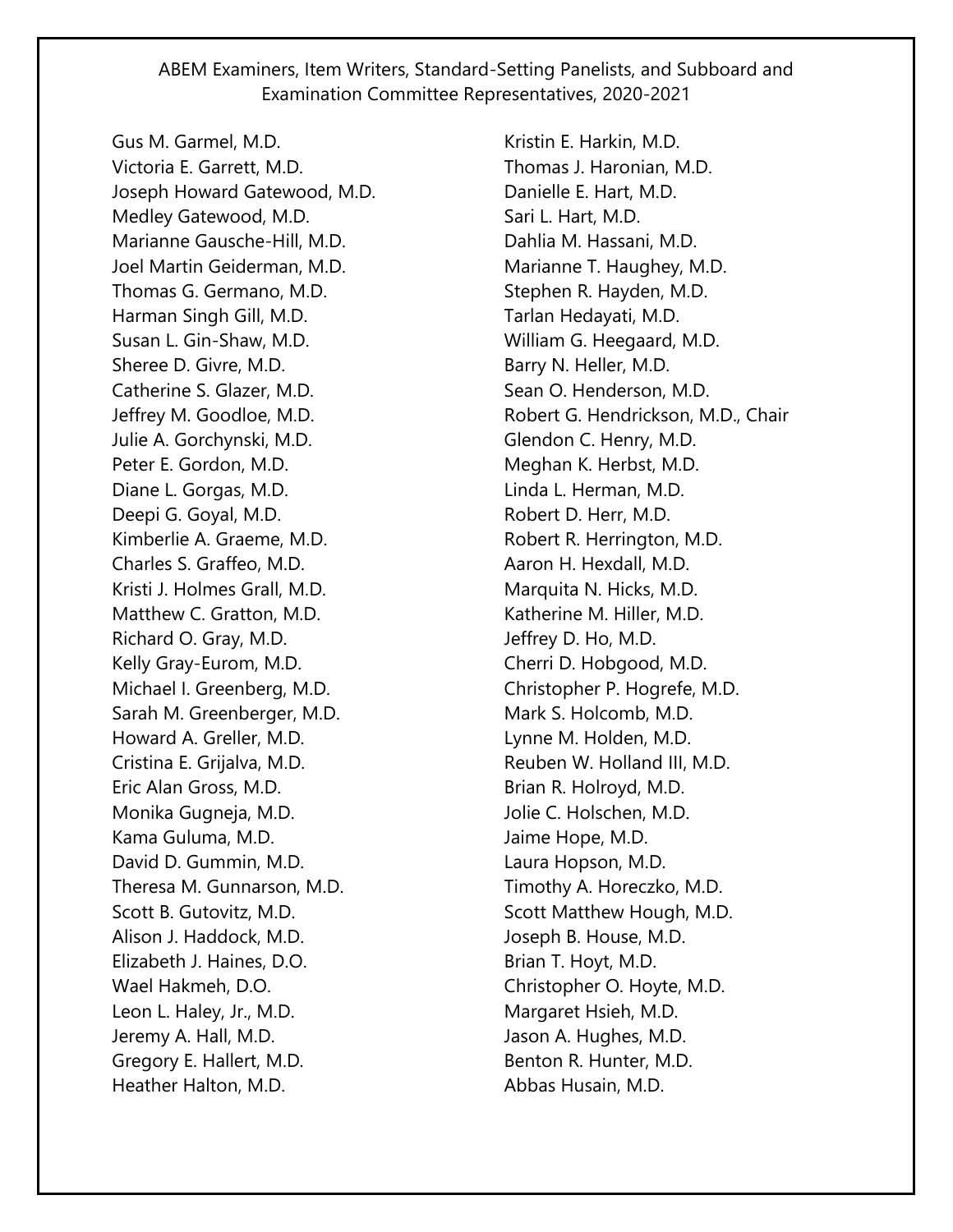ABEM Examiners, Item Writers, Standard-Setting Panelists, and Subboard and Examination Committee Representatives, 2020-2021

Gus M. Garmel, M.D.
Victoria E. Garrett, M.D.
Joseph Howard Gatewood, M.D.
Medley Gatewood, M.D.
Marianne Gausche-Hill, M.D.
Joel Martin Geiderman, M.D.
Thomas G. Germano, M.D.
Harman Singh Gill, M.D.
Susan L. Gin-Shaw, M.D.
Sheree D. Givre, M.D.
Catherine S. Glazer, M.D.
Jeffrey M. Goodloe, M.D.
Julie A. Gorchynski, M.D.
Peter E. Gordon, M.D.
Diane L. Gorgas, M.D.
Deepi G. Goyal, M.D.
Kimberlie A. Graeme, M.D.
Charles S. Graffeo, M.D.
Kristi J. Holmes Grall, M.D.
Matthew C. Gratton, M.D.
Richard O. Gray, M.D.
Kelly Gray-Eurom, M.D.
Michael I. Greenberg, M.D.
Sarah M. Greenberger, M.D.
Howard A. Greller, M.D.
Cristina E. Grijalva, M.D.
Eric Alan Gross, M.D.
Monika Gugneja, M.D.
Kama Guluma, M.D.
David D. Gummin, M.D.
Theresa M. Gunnarson, M.D.
Scott B. Gutovitz, M.D.
Alison J. Haddock, M.D.
Elizabeth J. Haines, D.O.
Wael Hakmeh, D.O.
Leon L. Haley, Jr., M.D.
Jeremy A. Hall, M.D.
Gregory E. Hallert, M.D.
Heather Halton, M.D.
Kristin E. Harkin, M.D.
Thomas J. Haronian, M.D.
Danielle E. Hart, M.D.
Sari L. Hart, M.D.
Dahlia M. Hassani, M.D.
Marianne T. Haughey, M.D.
Stephen R. Hayden, M.D.
Tarlan Hedayati, M.D.
William G. Heegaard, M.D.
Barry N. Heller, M.D.
Sean O. Henderson, M.D.
Robert G. Hendrickson, M.D., Chair
Glendon C. Henry, M.D.
Meghan K. Herbst, M.D.
Linda L. Herman, M.D.
Robert D. Herr, M.D.
Robert R. Herrington, M.D.
Aaron H. Hexdall, M.D.
Marquita N. Hicks, M.D.
Katherine M. Hiller, M.D.
Jeffrey D. Ho, M.D.
Cherri D. Hobgood, M.D.
Christopher P. Hogrefe, M.D.
Mark S. Holcomb, M.D.
Lynne M. Holden, M.D.
Reuben W. Holland III, M.D.
Brian R. Holroyd, M.D.
Jolie C. Holschen, M.D.
Jaime Hope, M.D.
Laura Hopson, M.D.
Timothy A. Horeczko, M.D.
Scott Matthew Hough, M.D.
Joseph B. House, M.D.
Brian T. Hoyt, M.D.
Christopher O. Hoyte, M.D.
Margaret Hsieh, M.D.
Jason A. Hughes, M.D.
Benton R. Hunter, M.D.
Abbas Husain, M.D.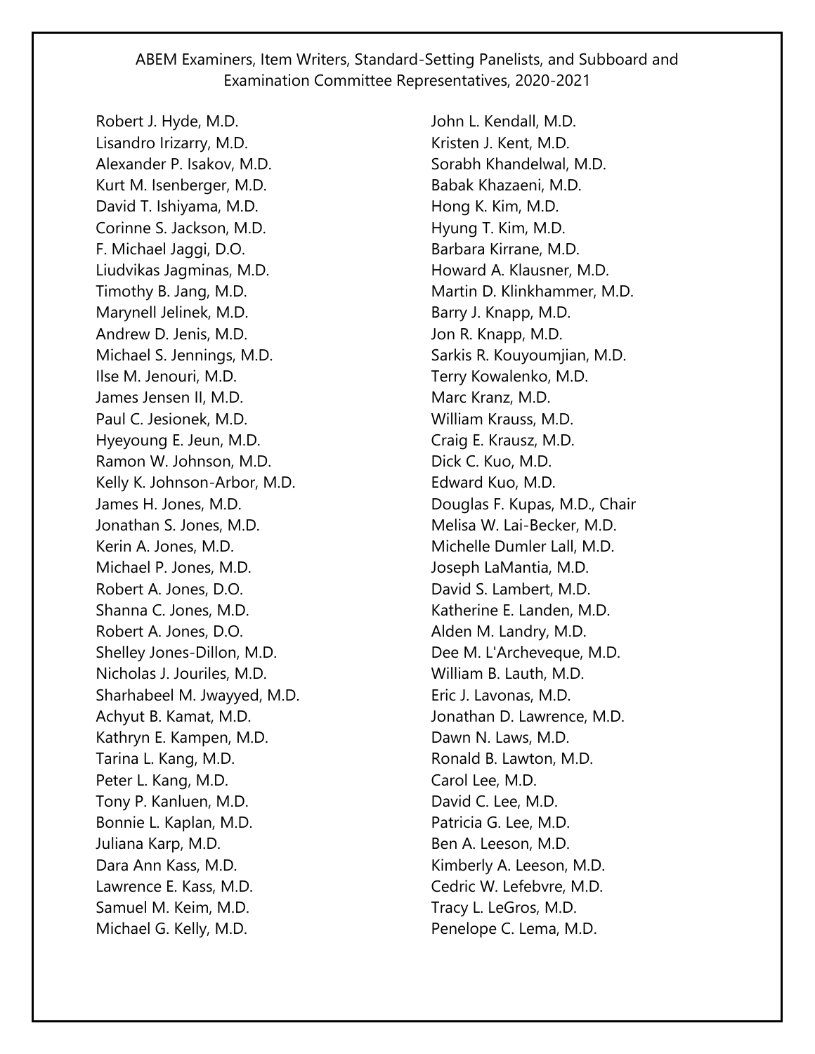ABEM Examiners, Item Writers, Standard-Setting Panelists, and Subboard and Examination Committee Representatives, 2020-2021

Robert J. Hyde, M.D.
Lisandro Irizarry, M.D.
Alexander P. Isakov, M.D.
Kurt M. Isenberger, M.D.
David T. Ishiyama, M.D.
Corinne S. Jackson, M.D.
F. Michael Jaggi, D.O.
Liudvikas Jagminas, M.D.
Timothy B. Jang, M.D.
Marynell Jelinek, M.D.
Andrew D. Jenis, M.D.
Michael S. Jennings, M.D.
Ilse M. Jenouri, M.D.
James Jensen II, M.D.
Paul C. Jesionek, M.D.
Hyeyoung E. Jeun, M.D.
Ramon W. Johnson, M.D.
Kelly K. Johnson-Arbor, M.D.
James H. Jones, M.D.
Jonathan S. Jones, M.D.
Kerin A. Jones, M.D.
Michael P. Jones, M.D.
Robert A. Jones, D.O.
Shanna C. Jones, M.D.
Robert A. Jones, D.O.
Shelley Jones-Dillon, M.D.
Nicholas J. Jouriles, M.D.
Sharhabeel M. Jwayyed, M.D.
Achyut B. Kamat, M.D.
Kathryn E. Kampen, M.D.
Tarina L. Kang, M.D.
Peter L. Kang, M.D.
Tony P. Kanluen, M.D.
Bonnie L. Kaplan, M.D.
Juliana Karp, M.D.
Dara Ann Kass, M.D.
Lawrence E. Kass, M.D.
Samuel M. Keim, M.D.
Michael G. Kelly, M.D.
John L. Kendall, M.D.
Kristen J. Kent, M.D.
Sorabh Khandelwal, M.D.
Babak Khazaeni, M.D.
Hong K. Kim, M.D.
Hyung T. Kim, M.D.
Barbara Kirrane, M.D.
Howard A. Klausner, M.D.
Martin D. Klinkhammer, M.D.
Barry J. Knapp, M.D.
Jon R. Knapp, M.D.
Sarkis R. Kouyoumjian, M.D.
Terry Kowalenko, M.D.
Marc Kranz, M.D.
William Krauss, M.D.
Craig E. Krausz, M.D.
Dick C. Kuo, M.D.
Edward Kuo, M.D.
Douglas F. Kupas, M.D., Chair
Melisa W. Lai-Becker, M.D.
Michelle Dumler Lall, M.D.
Joseph LaMantia, M.D.
David S. Lambert, M.D.
Katherine E. Landen, M.D.
Alden M. Landry, M.D.
Dee M. L'Archeveque, M.D.
William B. Lauth, M.D.
Eric J. Lavonas, M.D.
Jonathan D. Lawrence, M.D.
Dawn N. Laws, M.D.
Ronald B. Lawton, M.D.
Carol Lee, M.D.
David C. Lee, M.D.
Patricia G. Lee, M.D.
Ben A. Leeson, M.D.
Kimberly A. Leeson, M.D.
Cedric W. Lefebvre, M.D.
Tracy L. LeGros, M.D.
Penelope C. Lema, M.D.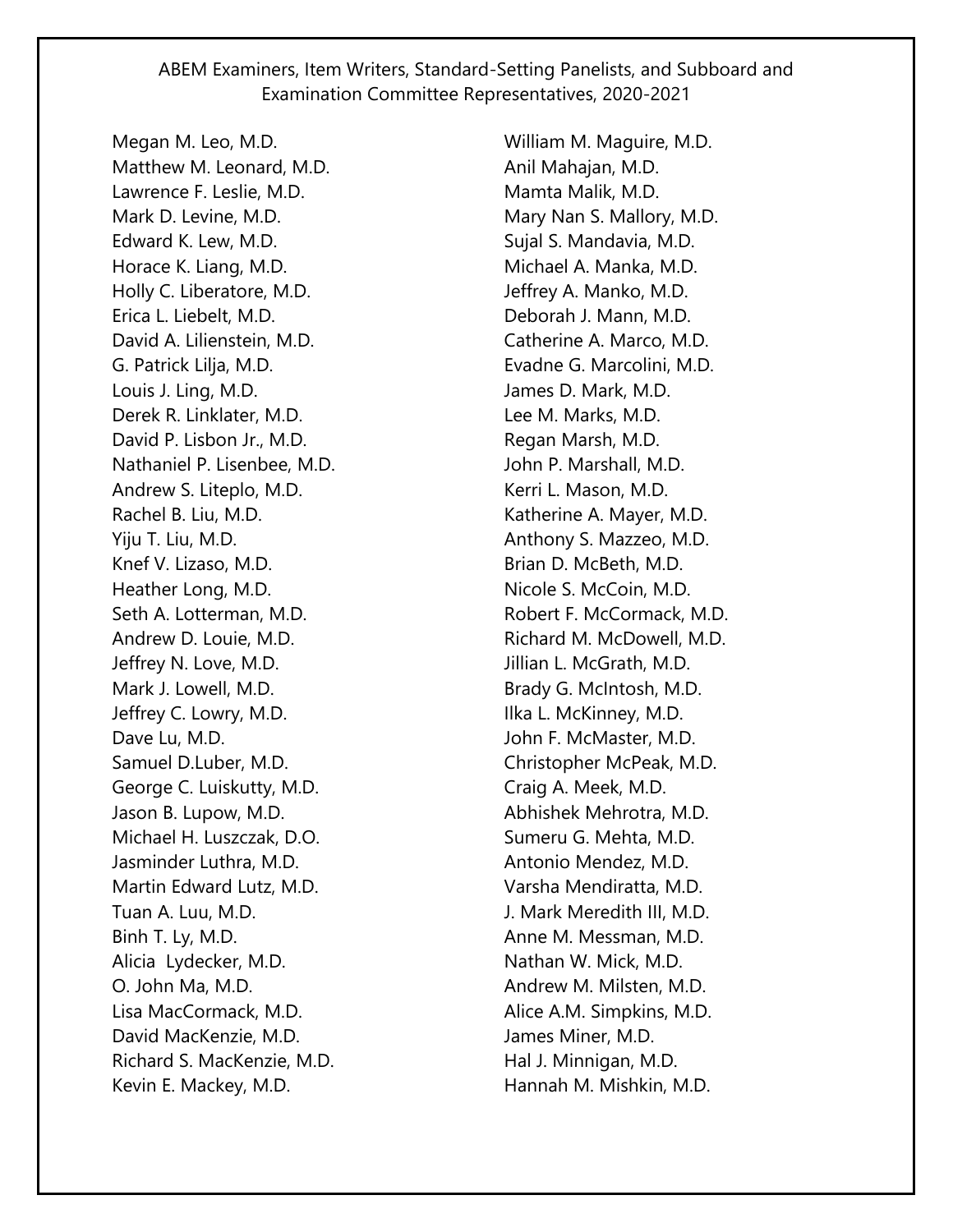ABEM Examiners, Item Writers, Standard-Setting Panelists, and Subboard and Examination Committee Representatives, 2020-2021

Megan M. Leo, M.D.
Matthew M. Leonard, M.D.
Lawrence F. Leslie, M.D.
Mark D. Levine, M.D.
Edward K. Lew, M.D.
Horace K. Liang, M.D.
Holly C. Liberatore, M.D.
Erica L. Liebelt, M.D.
David A. Lilienstein, M.D.
G. Patrick Lilja, M.D.
Louis J. Ling, M.D.
Derek R. Linklater, M.D.
David P. Lisbon Jr., M.D.
Nathaniel P. Lisenbee, M.D.
Andrew S. Liteplo, M.D.
Rachel B. Liu, M.D.
Yiju T. Liu, M.D.
Knef V. Lizaso, M.D.
Heather Long, M.D.
Seth A. Lotterman, M.D.
Andrew D. Louie, M.D.
Jeffrey N. Love, M.D.
Mark J. Lowell, M.D.
Jeffrey C. Lowry, M.D.
Dave Lu, M.D.
Samuel D.Luber, M.D.
George C. Luiskutty, M.D.
Jason B. Lupow, M.D.
Michael H. Luszczak, D.O.
Jasminder Luthra, M.D.
Martin Edward Lutz, M.D.
Tuan A. Luu, M.D.
Binh T. Ly, M.D.
Alicia Lydecker, M.D.
O. John Ma, M.D.
Lisa MacCormack, M.D.
David MacKenzie, M.D.
Richard S. MacKenzie, M.D.
Kevin E. Mackey, M.D.
William M. Maguire, M.D.
Anil Mahajan, M.D.
Mamta Malik, M.D.
Mary Nan S. Mallory, M.D.
Sujal S. Mandavia, M.D.
Michael A. Manka, M.D.
Jeffrey A. Manko, M.D.
Deborah J. Mann, M.D.
Catherine A. Marco, M.D.
Evadne G. Marcolini, M.D.
James D. Mark, M.D.
Lee M. Marks, M.D.
Regan Marsh, M.D.
John P. Marshall, M.D.
Kerri L. Mason, M.D.
Katherine A. Mayer, M.D.
Anthony S. Mazzeo, M.D.
Brian D. McBeth, M.D.
Nicole S. McCoin, M.D.
Robert F. McCormack, M.D.
Richard M. McDowell, M.D.
Jillian L. McGrath, M.D.
Brady G. McIntosh, M.D.
Ilka L. McKinney, M.D.
John F. McMaster, M.D.
Christopher McPeak, M.D.
Craig A. Meek, M.D.
Abhishek Mehrotra, M.D.
Sumeru G. Mehta, M.D.
Antonio Mendez, M.D.
Varsha Mendiratta, M.D.
J. Mark Meredith III, M.D.
Anne M. Messman, M.D.
Nathan W. Mick, M.D.
Andrew M. Milsten, M.D.
Alice A.M. Simpkins, M.D.
James Miner, M.D.
Hal J. Minnigan, M.D.
Hannah M. Mishkin, M.D.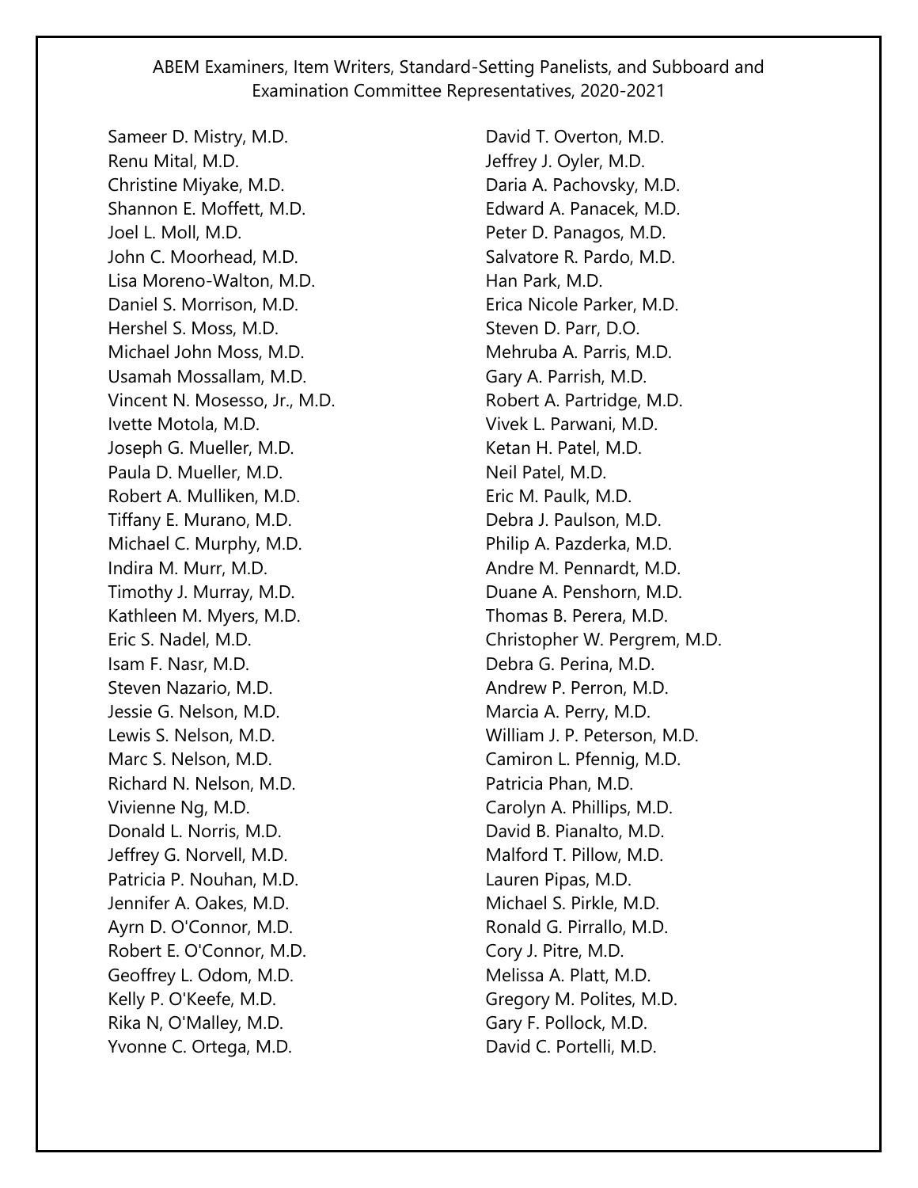ABEM Examiners, Item Writers, Standard-Setting Panelists, and Subboard and Examination Committee Representatives, 2020-2021

Sameer D. Mistry, M.D.
Renu Mital, M.D.
Christine Miyake, M.D.
Shannon E. Moffett, M.D.
Joel L. Moll, M.D.
John C. Moorhead, M.D.
Lisa Moreno-Walton, M.D.
Daniel S. Morrison, M.D.
Hershel S. Moss, M.D.
Michael John Moss, M.D.
Usamah Mossallam, M.D.
Vincent N. Mosesso, Jr., M.D.
Ivette Motola, M.D.
Joseph G. Mueller, M.D.
Paula D. Mueller, M.D.
Robert A. Mulliken, M.D.
Tiffany E. Murano, M.D.
Michael C. Murphy, M.D.
Indira M. Murr, M.D.
Timothy J. Murray, M.D.
Kathleen M. Myers, M.D.
Eric S. Nadel, M.D.
Isam F. Nasr, M.D.
Steven Nazario, M.D.
Jessie G. Nelson, M.D.
Lewis S. Nelson, M.D.
Marc S. Nelson, M.D.
Richard N. Nelson, M.D.
Vivienne Ng, M.D.
Donald L. Norris, M.D.
Jeffrey G. Norvell, M.D.
Patricia P. Nouhan, M.D.
Jennifer A. Oakes, M.D.
Ayrn D. O'Connor, M.D.
Robert E. O'Connor, M.D.
Geoffrey L. Odom, M.D.
Kelly P. O'Keefe, M.D.
Rika N, O'Malley, M.D.
Yvonne C. Ortega, M.D.
David T. Overton, M.D.
Jeffrey J. Oyler, M.D.
Daria A. Pachovsky, M.D.
Edward A. Panacek, M.D.
Peter D. Panagos, M.D.
Salvatore R. Pardo, M.D.
Han Park, M.D.
Erica Nicole Parker, M.D.
Steven D. Parr, D.O.
Mehruba A. Parris, M.D.
Gary A. Parrish, M.D.
Robert A. Partridge, M.D.
Vivek L. Parwani, M.D.
Ketan H. Patel, M.D.
Neil Patel, M.D.
Eric M. Paulk, M.D.
Debra J. Paulson, M.D.
Philip A. Pazderka, M.D.
Andre M. Pennardt, M.D.
Duane A. Penshorn, M.D.
Thomas B. Perera, M.D.
Christopher W. Pergrem, M.D.
Debra G. Perina, M.D.
Andrew P. Perron, M.D.
Marcia A. Perry, M.D.
William J. P. Peterson, M.D.
Camiron L. Pfennig, M.D.
Patricia Phan, M.D.
Carolyn A. Phillips, M.D.
David B. Pianalto, M.D.
Malford T. Pillow, M.D.
Lauren Pipas, M.D.
Michael S. Pirkle, M.D.
Ronald G. Pirrallo, M.D.
Cory J. Pitre, M.D.
Melissa A. Platt, M.D.
Gregory M. Polites, M.D.
Gary F. Pollock, M.D.
David C. Portelli, M.D.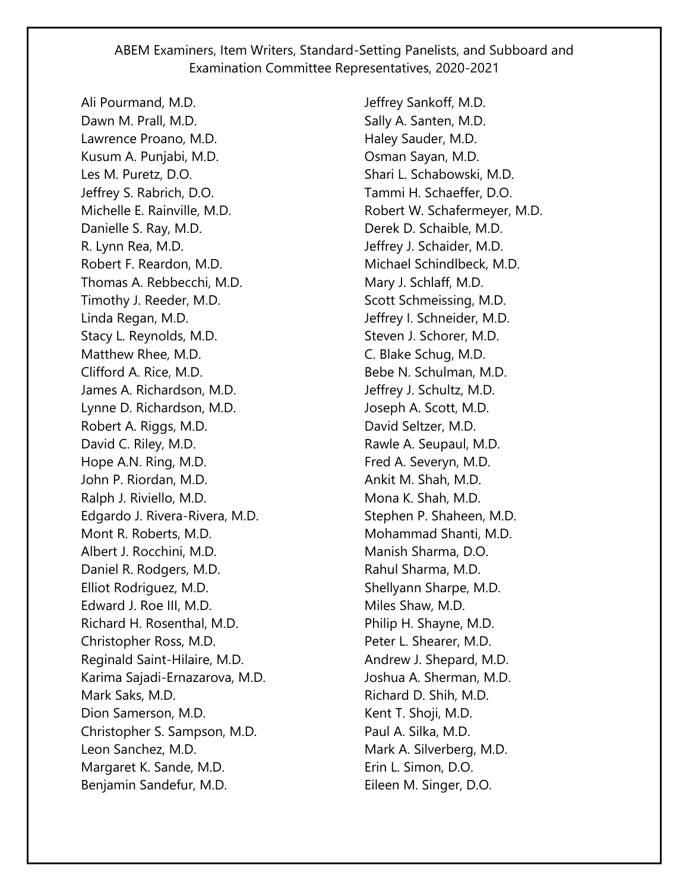ABEM Examiners, Item Writers, Standard-Setting Panelists, and Subboard and Examination Committee Representatives, 2020-2021

Ali Pourmand, M.D.
Dawn M. Prall, M.D.
Lawrence Proano, M.D.
Kusum A. Punjabi, M.D.
Les M. Puretz, D.O.
Jeffrey S. Rabrich, D.O.
Michelle E. Rainville, M.D.
Danielle S. Ray, M.D.
R. Lynn Rea, M.D.
Robert F. Reardon, M.D.
Thomas A. Rebbecchi, M.D.
Timothy J. Reeder, M.D.
Linda Regan, M.D.
Stacy L. Reynolds, M.D.
Matthew Rhee, M.D.
Clifford A. Rice, M.D.
James A. Richardson, M.D.
Lynne D. Richardson, M.D.
Robert A. Riggs, M.D.
David C. Riley, M.D.
Hope A.N. Ring, M.D.
John P. Riordan, M.D.
Ralph J. Riviello, M.D.
Edgardo J. Rivera-Rivera, M.D.
Mont R. Roberts, M.D.
Albert J. Rocchini, M.D.
Daniel R. Rodgers, M.D.
Elliot Rodriguez, M.D.
Edward J. Roe III, M.D.
Richard H. Rosenthal, M.D.
Christopher Ross, M.D.
Reginald Saint-Hilaire, M.D.
Karima Sajadi-Ernazarova, M.D.
Mark Saks, M.D.
Dion Samerson, M.D.
Christopher S. Sampson, M.D.
Leon Sanchez, M.D.
Margaret K. Sande, M.D.
Benjamin Sandefur, M.D.
Jeffrey Sankoff, M.D.
Sally A. Santen, M.D.
Haley Sauder, M.D.
Osman Sayan, M.D.
Shari L. Schabowski, M.D.
Tammi H. Schaeffer, D.O.
Robert W. Schafermeyer, M.D.
Derek D. Schaible, M.D.
Jeffrey J. Schaider, M.D.
Michael Schindlbeck, M.D.
Mary J. Schlaff, M.D.
Scott Schmeissing, M.D.
Jeffrey I. Schneider, M.D.
Steven J. Schorer, M.D.
C. Blake Schug, M.D.
Bebe N. Schulman, M.D.
Jeffrey J. Schultz, M.D.
Joseph A. Scott, M.D.
David Seltzer, M.D.
Rawle A. Seupaul, M.D.
Fred A. Severyn, M.D.
Ankit M. Shah, M.D.
Mona K. Shah, M.D.
Stephen P. Shaheen, M.D.
Mohammad Shanti, M.D.
Manish Sharma, D.O.
Rahul Sharma, M.D.
Shellyann Sharpe, M.D.
Miles Shaw, M.D.
Philip H. Shayne, M.D.
Peter L. Shearer, M.D.
Andrew J. Shepard, M.D.
Joshua A. Sherman, M.D.
Richard D. Shih, M.D.
Kent T. Shoji, M.D.
Paul A. Silka, M.D.
Mark A. Silverberg, M.D.
Erin L. Simon, D.O.
Eileen M. Singer, D.O.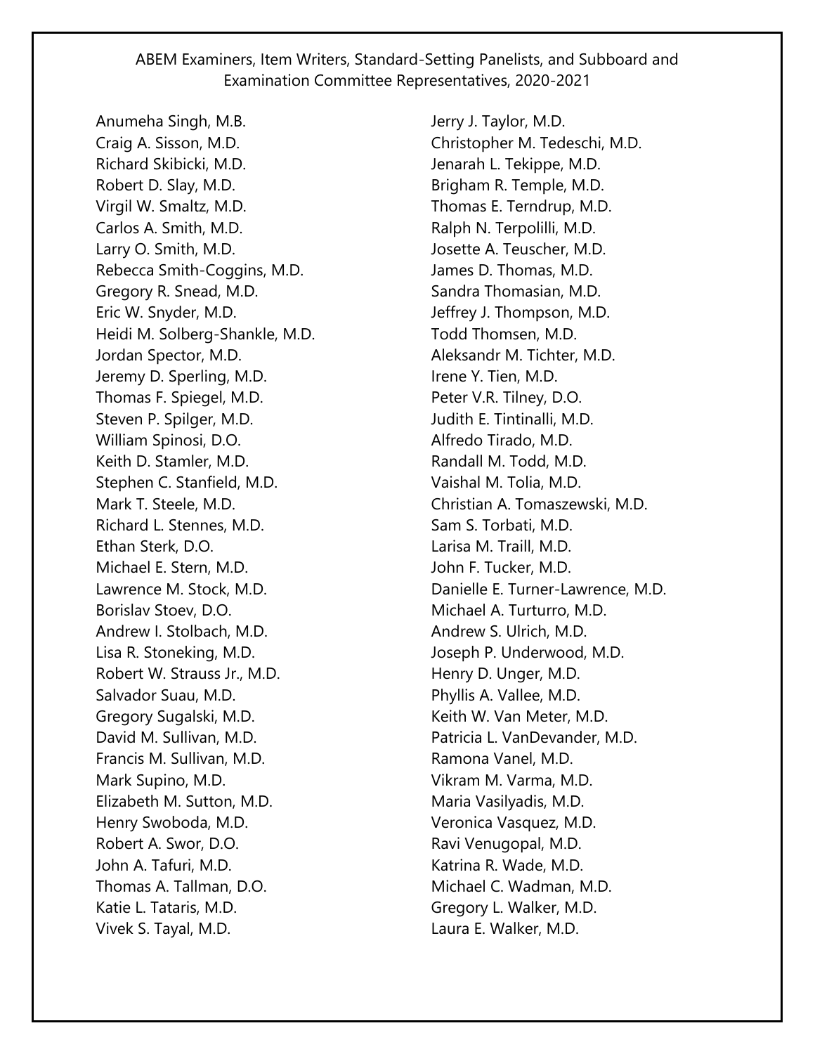ABEM Examiners, Item Writers, Standard-Setting Panelists, and Subboard and Examination Committee Representatives, 2020-2021

Anumeha Singh, M.B.
Craig A. Sisson, M.D.
Richard Skibicki, M.D.
Robert D. Slay, M.D.
Virgil W. Smaltz, M.D.
Carlos A. Smith, M.D.
Larry O. Smith, M.D.
Rebecca Smith-Coggins, M.D.
Gregory R. Snead, M.D.
Eric W. Snyder, M.D.
Heidi M. Solberg-Shankle, M.D.
Jordan Spector, M.D.
Jeremy D. Sperling, M.D.
Thomas F. Spiegel, M.D.
Steven P. Spilger, M.D.
William Spinosi, D.O.
Keith D. Stamler, M.D.
Stephen C. Stanfield, M.D.
Mark T. Steele, M.D.
Richard L. Stennes, M.D.
Ethan Sterk, D.O.
Michael E. Stern, M.D.
Lawrence M. Stock, M.D.
Borislav Stoev, D.O.
Andrew I. Stolbach, M.D.
Lisa R. Stoneking, M.D.
Robert W. Strauss Jr., M.D.
Salvador Suau, M.D.
Gregory Sugalski, M.D.
David M. Sullivan, M.D.
Francis M. Sullivan, M.D.
Mark Supino, M.D.
Elizabeth M. Sutton, M.D.
Henry Swoboda, M.D.
Robert A. Swor, D.O.
John A. Tafuri, M.D.
Thomas A. Tallman, D.O.
Katie L. Tataris, M.D.
Vivek S. Tayal, M.D.
Jerry J. Taylor, M.D.
Christopher M. Tedeschi, M.D.
Jenarah L. Tekippe, M.D.
Brigham R. Temple, M.D.
Thomas E. Terndrup, M.D.
Ralph N. Terpolilli, M.D.
Josette A. Teuscher, M.D.
James D. Thomas, M.D.
Sandra Thomasian, M.D.
Jeffrey J. Thompson, M.D.
Todd Thomsen, M.D.
Aleksandr M. Tichter, M.D.
Irene Y. Tien, M.D.
Peter V.R. Tilney, D.O.
Judith E. Tintinalli, M.D.
Alfredo Tirado, M.D.
Randall M. Todd, M.D.
Vaishal M. Tolia, M.D.
Christian A. Tomaszewski, M.D.
Sam S. Torbati, M.D.
Larisa M. Traill, M.D.
John F. Tucker, M.D.
Danielle E. Turner-Lawrence, M.D.
Michael A. Turturro, M.D.
Andrew S. Ulrich, M.D.
Joseph P. Underwood, M.D.
Henry D. Unger, M.D.
Phyllis A. Vallee, M.D.
Keith W. Van Meter, M.D.
Patricia L. VanDevander, M.D.
Ramona Vanel, M.D.
Vikram M. Varma, M.D.
Maria Vasilyadis, M.D.
Veronica Vasquez, M.D.
Ravi Venugopal, M.D.
Katrina R. Wade, M.D.
Michael C. Wadman, M.D.
Gregory L. Walker, M.D.
Laura E. Walker, M.D.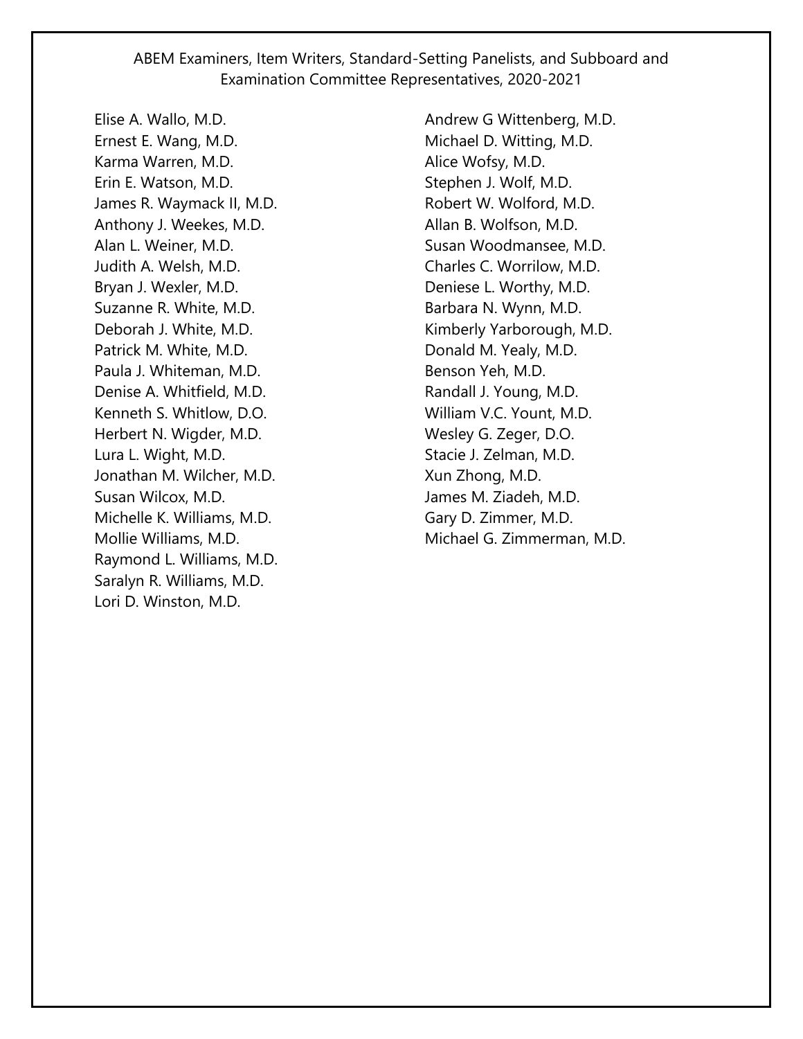ABEM Examiners, Item Writers, Standard-Setting Panelists, and Subboard and Examination Committee Representatives, 2020-2021

Elise A. Wallo, M.D.
Ernest E. Wang, M.D.
Karma Warren, M.D.
Erin E. Watson, M.D.
James R. Waymack II, M.D.
Anthony J. Weekes, M.D.
Alan L. Weiner, M.D.
Judith A. Welsh, M.D.
Bryan J. Wexler, M.D.
Suzanne R. White, M.D.
Deborah J. White, M.D.
Patrick M. White, M.D.
Paula J. Whiteman, M.D.
Denise A. Whitfield, M.D.
Kenneth S. Whitlow, D.O.
Herbert N. Wigder, M.D.
Lura L. Wight, M.D.
Jonathan M. Wilcher, M.D.
Susan Wilcox, M.D.
Michelle K. Williams, M.D.
Mollie Williams, M.D.
Raymond L. Williams, M.D.
Saralyn R. Williams, M.D.
Lori D. Winston, M.D.
Andrew G Wittenberg, M.D.
Michael D. Witting, M.D.
Alice Wofsy, M.D.
Stephen J. Wolf, M.D.
Robert W. Wolford, M.D.
Allan B. Wolfson, M.D.
Susan Woodmansee, M.D.
Charles C. Worrilow, M.D.
Deniese L. Worthy, M.D.
Barbara N. Wynn, M.D.
Kimberly Yarborough, M.D.
Donald M. Yealy, M.D.
Benson Yeh, M.D.
Randall J. Young, M.D.
William V.C. Yount, M.D.
Wesley G. Zeger, D.O.
Stacie J. Zelman, M.D.
Xun Zhong, M.D.
James M. Ziadeh, M.D.
Gary D. Zimmer, M.D.
Michael G. Zimmerman, M.D.